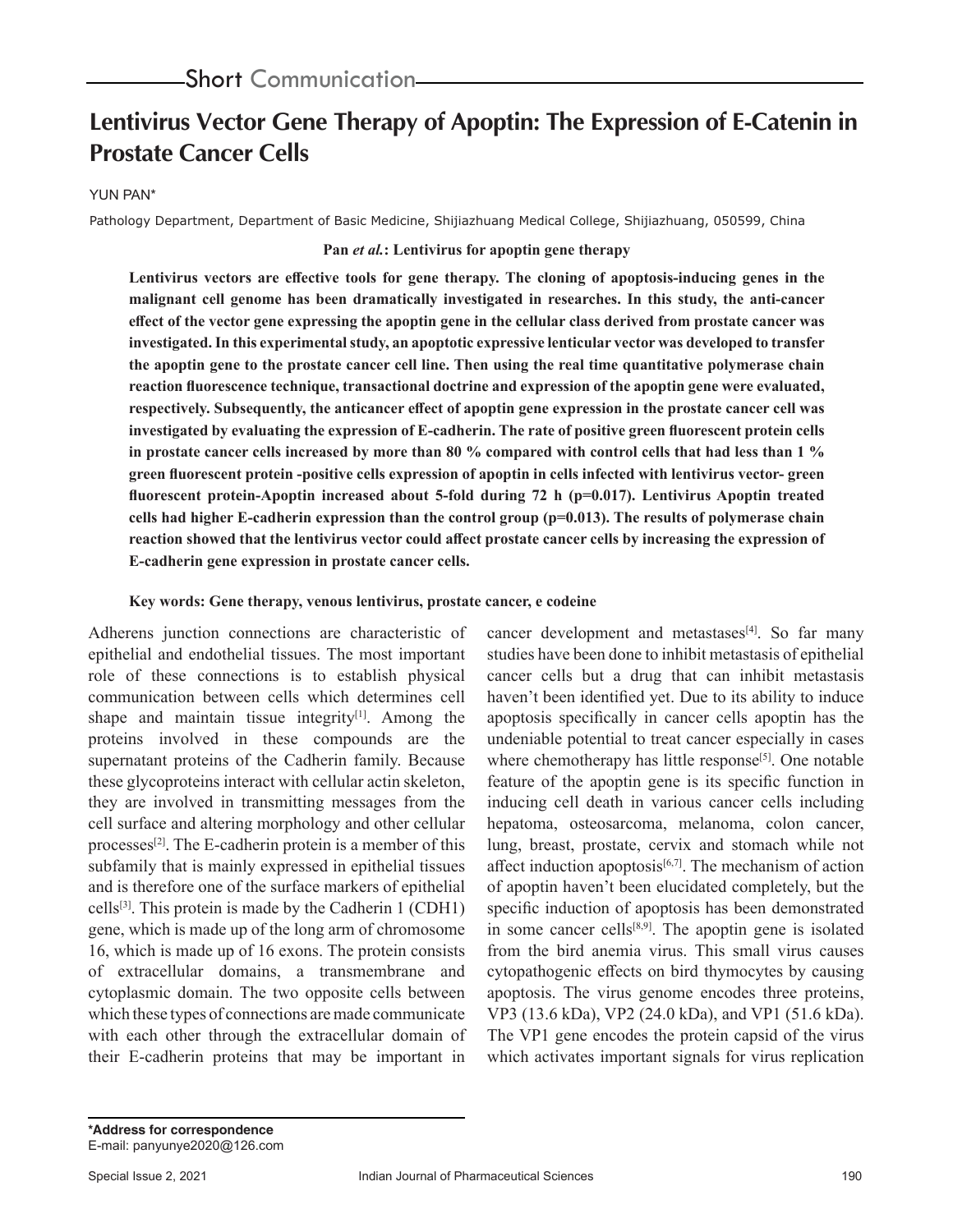Short Communication

# Lentivirus Vector Gene Therapy of Apoptin: The Expression of E-Catenin in Prostate Cancer Cells

YUN PAN*

Pathology Department, Department of Basic Medicine, Shijiazhuang Medical College, Shijiazhuang, 050599, China

**Pan *et al.*: Lentivirus for apoptin gene therapy**

**Lentivirus vectors are effective tools for gene therapy. The cloning of apoptosis-inducing genes in the malignant cell genome has been dramatically investigated in researches. In this study, the anti-cancer effect of the vector gene expressing the apoptin gene in the cellular class derived from prostate cancer was investigated. In this experimental study, an apoptotic expressive lenticular vector was developed to transfer the apoptin gene to the prostate cancer cell line. Then using the real time quantitative polymerase chain reaction fluorescence technique, transactional doctrine and expression of the apoptin gene were evaluated, respectively. Subsequently, the anticancer effect of apoptin gene expression in the prostate cancer cell was investigated by evaluating the expression of E-cadherin. The rate of positive green fluorescent protein cells in prostate cancer cells increased by more than 80 % compared with control cells that had less than 1 % green fluorescent protein -positive cells expression of apoptin in cells infected with lentivirus vector- green fluorescent protein-Apoptin increased about 5-fold during 72 h (p=0.017). Lentivirus Apoptin treated cells had higher E-cadherin expression than the control group (p=0.013). The results of polymerase chain reaction showed that the lentivirus vector could affect prostate cancer cells by increasing the expression of E-cadherin gene expression in prostate cancer cells.**

**Key words: Gene therapy, venous lentivirus, prostate cancer, e codeine**

Adherens junction connections are characteristic of epithelial and endothelial tissues. The most important role of these connections is to establish physical communication between cells which determines cell shape and maintain tissue integrity[1]. Among the proteins involved in these compounds are the supernatant proteins of the Cadherin family. Because these glycoproteins interact with cellular actin skeleton, they are involved in transmitting messages from the cell surface and altering morphology and other cellular processes[2]. The E-cadherin protein is a member of this subfamily that is mainly expressed in epithelial tissues and is therefore one of the surface markers of epithelial cells[3]. This protein is made by the Cadherin 1 (CDH1) gene, which is made up of the long arm of chromosome 16, which is made up of 16 exons. The protein consists of extracellular domains, a transmembrane and cytoplasmic domain. The two opposite cells between which these types of connections are made communicate with each other through the extracellular domain of their E-cadherin proteins that may be important in cancer development and metastases[4]. So far many studies have been done to inhibit metastasis of epithelial cancer cells but a drug that can inhibit metastasis haven't been identified yet. Due to its ability to induce apoptosis specifically in cancer cells apoptin has the undeniable potential to treat cancer especially in cases where chemotherapy has little response[5]. One notable feature of the apoptin gene is its specific function in inducing cell death in various cancer cells including hepatoma, osteosarcoma, melanoma, colon cancer, lung, breast, prostate, cervix and stomach while not affect induction apoptosis[6,7]. The mechanism of action of apoptin haven't been elucidated completely, but the specific induction of apoptosis has been demonstrated in some cancer cells[8,9]. The apoptin gene is isolated from the bird anemia virus. This small virus causes cytopathogenic effects on bird thymocytes by causing apoptosis. The virus genome encodes three proteins, VP3 (13.6 kDa), VP2 (24.0 kDa), and VP1 (51.6 kDa). The VP1 gene encodes the protein capsid of the virus which activates important signals for virus replication

**\*Address for correspondence**
E-mail: panyunye2020@126.com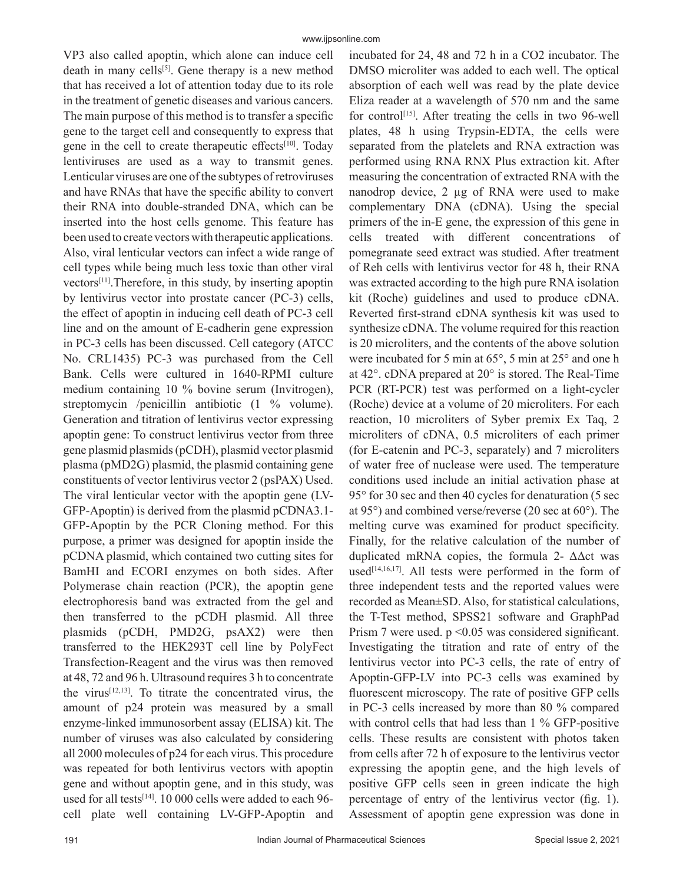VP3 also called apoptin, which alone can induce cell death in many cells[5]. Gene therapy is a new method that has received a lot of attention today due to its role in the treatment of genetic diseases and various cancers. The main purpose of this method is to transfer a specific gene to the target cell and consequently to express that gene in the cell to create therapeutic effects[10]. Today lentiviruses are used as a way to transmit genes. Lenticular viruses are one of the subtypes of retroviruses and have RNAs that have the specific ability to convert their RNA into double-stranded DNA, which can be inserted into the host cells genome. This feature has been used to create vectors with therapeutic applications. Also, viral lenticular vectors can infect a wide range of cell types while being much less toxic than other viral vectors[11].Therefore, in this study, by inserting apoptin by lentivirus vector into prostate cancer (PC-3) cells, the effect of apoptin in inducing cell death of PC-3 cell line and on the amount of E-cadherin gene expression in PC-3 cells has been discussed. Cell category (ATCC No. CRL1435) PC-3 was purchased from the Cell Bank. Cells were cultured in 1640-RPMI culture medium containing 10 % bovine serum (Invitrogen), streptomycin /penicillin antibiotic (1 % volume). Generation and titration of lentivirus vector expressing apoptin gene: To construct lentivirus vector from three gene plasmid plasmids (pCDH), plasmid vector plasmid plasma (pMD2G) plasmid, the plasmid containing gene constituents of vector lentivirus vector 2 (psPAX) Used. The viral lenticular vector with the apoptin gene (LV-GFP-Apoptin) is derived from the plasmid pCDNA3.1-GFP-Apoptin by the PCR Cloning method. For this purpose, a primer was designed for apoptin inside the pCDNA plasmid, which contained two cutting sites for BamHI and ECORI enzymes on both sides. After Polymerase chain reaction (PCR), the apoptin gene electrophoresis band was extracted from the gel and then transferred to the pCDH plasmid. All three plasmids (pCDH, PMD2G, psAX2) were then transferred to the HEK293T cell line by PolyFect Transfection-Reagent and the virus was then removed at 48, 72 and 96 h. Ultrasound requires 3 h to concentrate the virus[12,13]. To titrate the concentrated virus, the amount of p24 protein was measured by a small enzyme-linked immunosorbent assay (ELISA) kit. The number of viruses was also calculated by considering all 2000 molecules of p24 for each virus. This procedure was repeated for both lentivirus vectors with apoptin gene and without apoptin gene, and in this study, was used for all tests[14]. 10 000 cells were added to each 96-cell plate well containing LV-GFP-Apoptin and incubated for 24, 48 and 72 h in a $CO_2$ incubator. The DMSO microliter was added to each well. The optical absorption of each well was read by the plate device Eliza reader at a wavelength of 570 nm and the same for control[15]. After treating the cells in two 96-well plates, 48 h using Trypsin-EDTA, the cells were separated from the platelets and RNA extraction was performed using RNA RNX Plus extraction kit. After measuring the concentration of extracted RNA with the nanodrop device, 2 µg of RNA were used to make complementary DNA (cDNA). Using the special primers of the in-E gene, the expression of this gene in cells treated with different concentrations of pomegranate seed extract was studied. After treatment of Reh cells with lentivirus vector for 48 h, their RNA was extracted according to the high pure RNA isolation kit (Roche) guidelines and used to produce cDNA. Reverted first-strand cDNA synthesis kit was used to synthesize cDNA. The volume required for this reaction is 20 microliters, and the contents of the above solution were incubated for 5 min at 65°, 5 min at 25° and one h at 42°. cDNA prepared at 20° is stored. The Real-Time PCR (RT-PCR) test was performed on a light-cycler (Roche) device at a volume of 20 microliters. For each reaction, 10 microliters of Syber premix Ex Taq, 2 microliters of cDNA, 0.5 microliters of each primer (for E-catenin and PC-3, separately) and 7 microliters of water free of nuclease were used. The temperature conditions used include an initial activation phase at 95° for 30 sec and then 40 cycles for denaturation (5 sec at 95°) and combined verse/reverse (20 sec at 60°). The melting curve was examined for product specificity. Finally, for the relative calculation of the number of duplicated mRNA copies, the formula $2^{-\Delta\Delta ct}$ was used[14,16,17]. All tests were performed in the form of three independent tests and the reported values were recorded as Mean±SD. Also, for statistical calculations, the T-Test method, SPSS21 software and GraphPad Prism 7 were used. $p < 0.05$ was considered significant. Investigating the titration and rate of entry of the lentivirus vector into PC-3 cells, the rate of entry of Apoptin-GFP-LV into PC-3 cells was examined by fluorescent microscopy. The rate of positive GFP cells in PC-3 cells increased by more than 80 % compared with control cells that had less than 1 % GFP-positive cells. These results are consistent with photos taken from cells after 72 h of exposure to the lentivirus vector expressing the apoptin gene, and the high levels of positive GFP cells seen in green indicate the high percentage of entry of the lentivirus vector (fig. 1). Assessment of apoptin gene expression was done in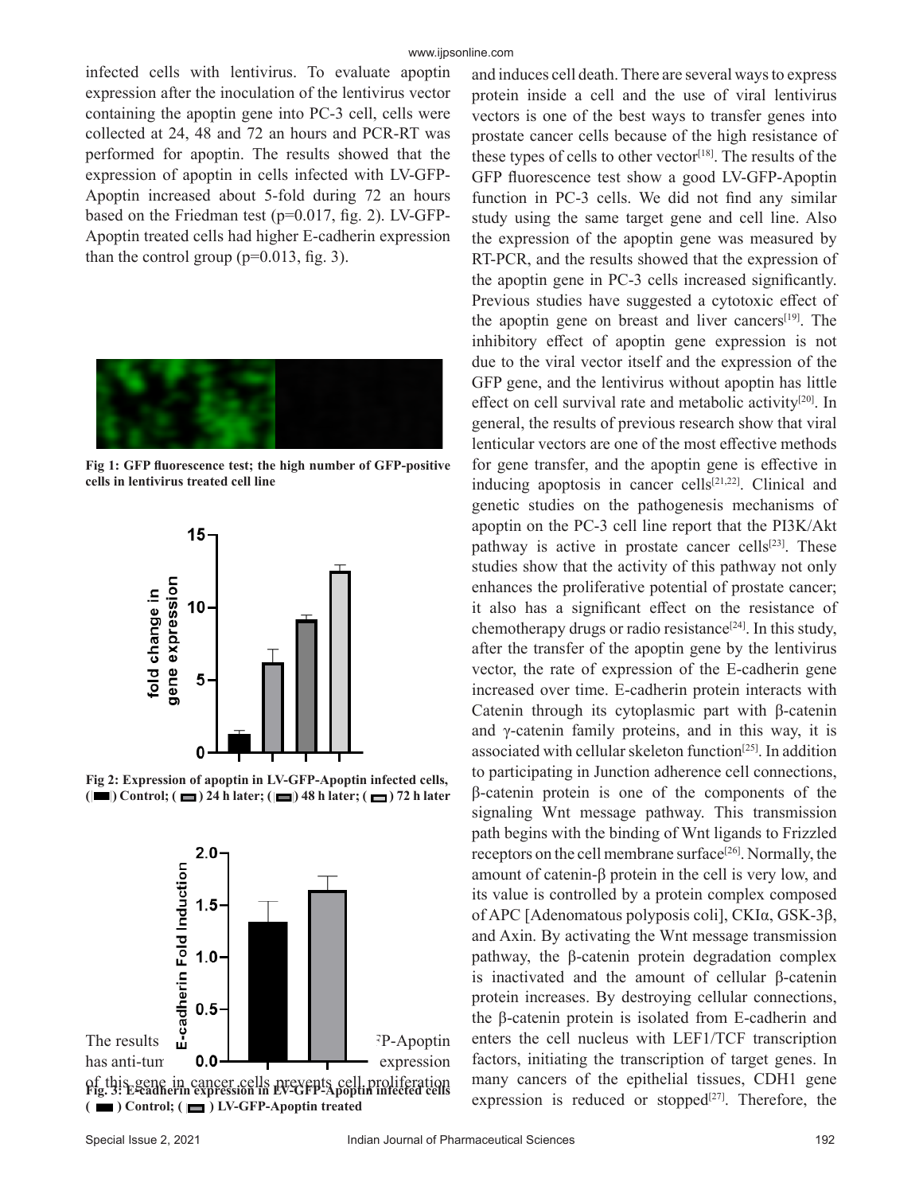infected cells with lentivirus. To evaluate apoptin expression after the inoculation of the lentivirus vector containing the apoptin gene into PC-3 cell, cells were collected at 24, 48 and 72 an hours and PCR-RT was performed for apoptin. The results showed that the expression of apoptin in cells infected with LV-GFP-Apoptin increased about 5-fold during 72 an hours based on the Friedman test (p=0.017, fig. 2). LV-GFP-Apoptin treated cells had higher E-cadherin expression than the control group (p=0.013, fig. 3).

**Fig 1: GFP fluorescence test; the high number of GFP-positive cells in lentivirus treated cell line**

**Fig 2: Expression of apoptin in LV-GFP-Apoptin infected cells, ( ) Control; ( ) 24 h later; ( ) 48 h later; ( ) 72 h later**

**Fig. 3: E-cadherin expression in LV-GFP-Apoptin infected cells ( ) Control; ( ) LV-GFP-Apoptin treated**

The results [...]FP-Apoptin has anti-tum[...] expression of this gene in cancer cells prevents cell proliferation and induces cell death. There are several ways to express protein inside a cell and the use of viral lentivirus vectors is one of the best ways to transfer genes into prostate cancer cells because of the high resistance of these types of cells to other vector[18]. The results of the GFP fluorescence test show a good LV-GFP-Apoptin function in PC-3 cells. We did not find any similar study using the same target gene and cell line. Also the expression of the apoptin gene was measured by RT-PCR, and the results showed that the expression of the apoptin gene in PC-3 cells increased significantly. Previous studies have suggested a cytotoxic effect of the apoptin gene on breast and liver cancers[19]. The inhibitory effect of apoptin gene expression is not due to the viral vector itself and the expression of the GFP gene, and the lentivirus without apoptin has little effect on cell survival rate and metabolic activity[20]. In general, the results of previous research show that viral lenticular vectors are one of the most effective methods for gene transfer, and the apoptin gene is effective in inducing apoptosis in cancer cells[21,22]. Clinical and genetic studies on the pathogenesis mechanisms of apoptin on the PC-3 cell line report that the PI3K/Akt pathway is active in prostate cancer cells[23]. These studies show that the activity of this pathway not only enhances the proliferative potential of prostate cancer; it also has a significant effect on the resistance of chemotherapy drugs or radio resistance[24]. In this study, after the transfer of the apoptin gene by the lentivirus vector, the rate of expression of the E-cadherin gene increased over time. E-cadherin protein interacts with Catenin through its cytoplasmic part with β-catenin and γ-catenin family proteins, and in this way, it is associated with cellular skeleton function[25]. In addition to participating in Junction adherence cell connections, β-catenin protein is one of the components of the signaling Wnt message pathway. This transmission path begins with the binding of Wnt ligands to Frizzled receptors on the cell membrane surface[26]. Normally, the amount of catenin-β protein in the cell is very low, and its value is controlled by a protein complex composed of APC [Adenomatous polyposis coli], CKIα, GSK-3β, and Axin. By activating the Wnt message transmission pathway, the β-catenin protein degradation complex is inactivated and the amount of cellular β-catenin protein increases. By destroying cellular connections, the β-catenin protein is isolated from E-cadherin and enters the cell nucleus with LEF1/TCF transcription factors, initiating the transcription of target genes. In many cancers of the epithelial tissues, CDH1 gene expression is reduced or stopped[27]. Therefore, the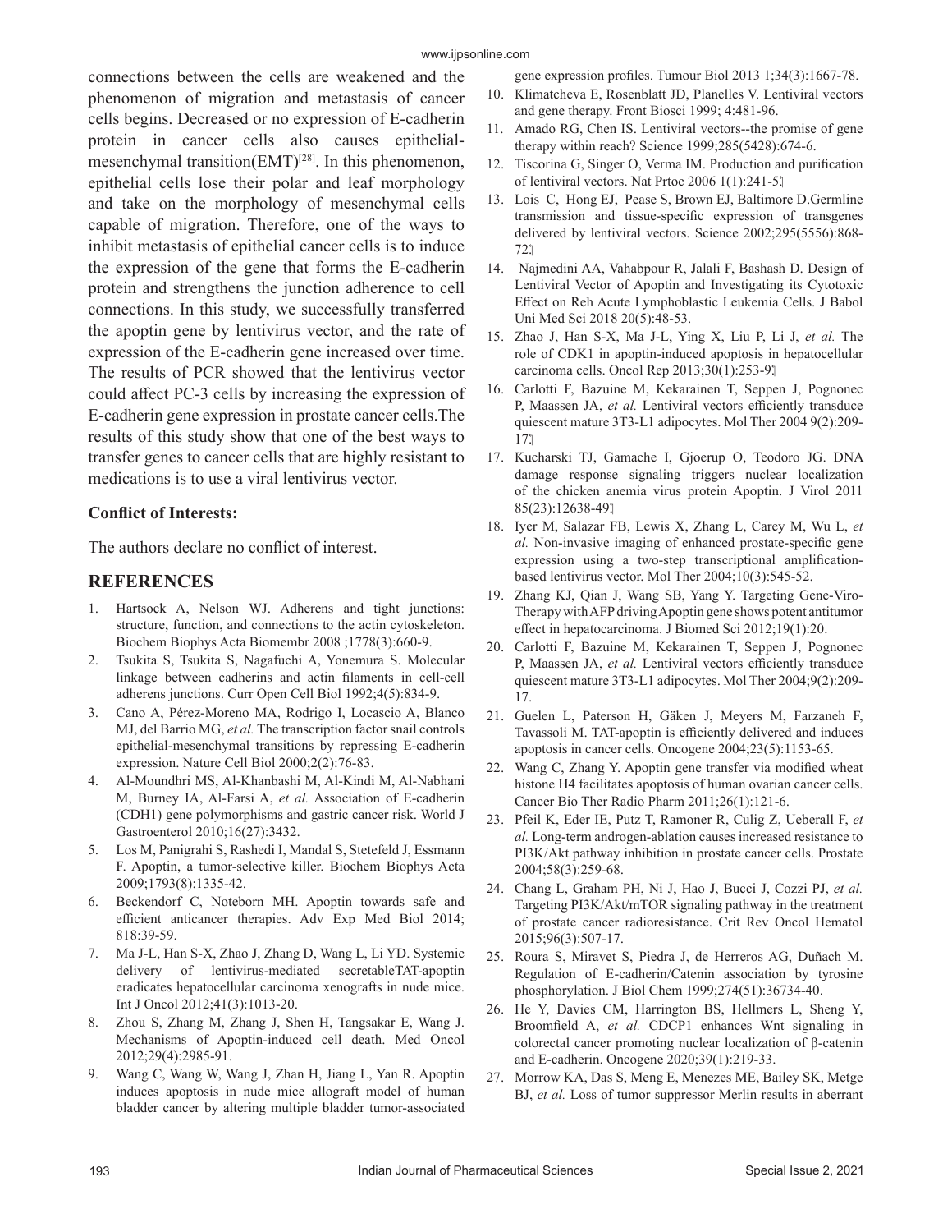connections between the cells are weakened and the phenomenon of migration and metastasis of cancer cells begins. Decreased or no expression of E-cadherin protein in cancer cells also causes epithelial-mesenchymal transition(EMT)[28]. In this phenomenon, epithelial cells lose their polar and leaf morphology and take on the morphology of mesenchymal cells capable of migration. Therefore, one of the ways to inhibit metastasis of epithelial cancer cells is to induce the expression of the gene that forms the E-cadherin protein and strengthens the junction adherence to cell connections. In this study, we successfully transferred the apoptin gene by lentivirus vector, and the rate of expression of the E-cadherin gene increased over time. The results of PCR showed that the lentivirus vector could affect PC-3 cells by increasing the expression of E-cadherin gene expression in prostate cancer cells.The results of this study show that one of the best ways to transfer genes to cancer cells that are highly resistant to medications is to use a viral lentivirus vector.

**Conflict of Interests:**

The authors declare no conflict of interest.

## REFERENCES

1. Hartsock A, Nelson WJ. Adherens and tight junctions: structure, function, and connections to the actin cytoskeleton. Biochem Biophys Acta Biomembr 2008 ;1778(3):660-9.
2. Tsukita S, Tsukita S, Nagafuchi A, Yonemura S. Molecular linkage between cadherins and actin filaments in cell-cell adherens junctions. Curr Open Cell Biol 1992;4(5):834-9.
3. Cano A, Pérez-Moreno MA, Rodrigo I, Locascio A, Blanco MJ, del Barrio MG, *et al.* The transcription factor snail controls epithelial-mesenchymal transitions by repressing E-cadherin expression. Nature Cell Biol 2000;2(2):76-83.
4. Al-Moundhri MS, Al-Khanbashi M, Al-Kindi M, Al-Nabhani M, Burney IA, Al-Farsi A, *et al.* Association of E-cadherin (CDH1) gene polymorphisms and gastric cancer risk. World J Gastroenterol 2010;16(27):3432.
5. Los M, Panigrahi S, Rashedi I, Mandal S, Stetefeld J, Essmann F. Apoptin, a tumor-selective killer. Biochem Biophys Acta 2009;1793(8):1335-42.
6. Beckendorf C, Noteborn MH. Apoptin towards safe and efficient anticancer therapies. Adv Exp Med Biol 2014; 818:39-59.
7. Ma J-L, Han S-X, Zhao J, Zhang D, Wang L, Li YD. Systemic delivery of lentivirus-mediated secretableTAT-apoptin eradicates hepatocellular carcinoma xenografts in nude mice. Int J Oncol 2012;41(3):1013-20.
8. Zhou S, Zhang M, Zhang J, Shen H, Tangsakar E, Wang J. Mechanisms of Apoptin-induced cell death. Med Oncol 2012;29(4):2985-91.
9. Wang C, Wang W, Wang J, Zhan H, Jiang L, Yan R. Apoptin induces apoptosis in nude mice allograft model of human bladder cancer by altering multiple bladder tumor-associated gene expression profiles. Tumour Biol 2013 1;34(3):1667-78.
10. Klimatcheva E, Rosenblatt JD, Planelles V. Lentiviral vectors and gene therapy. Front Biosci 1999; 4:481-96.
11. Amado RG, Chen IS. Lentiviral vectors--the promise of gene therapy within reach? Science 1999;285(5428):674-6.
12. Tiscorina G, Singer O, Verma IM. Production and purification of lentiviral vectors. Nat Prtoc 2006 1(1):241-5.
13. Lois C, Hong EJ, Pease S, Brown EJ, Baltimore D.Germline transmission and tissue-specific expression of transgenes delivered by lentiviral vectors. Science 2002;295(5556):868-72.
14. Najmedini AA, Vahabpour R, Jalali F, Bashash D. Design of Lentiviral Vector of Apoptin and Investigating its Cytotoxic Effect on Reh Acute Lymphoblastic Leukemia Cells. J Babol Uni Med Sci 2018 20(5):48-53.
15. Zhao J, Han S-X, Ma J-L, Ying X, Liu P, Li J, *et al.* The role of CDK1 in apoptin-induced apoptosis in hepatocellular carcinoma cells. Oncol Rep 2013;30(1):253-9.
16. Carlotti F, Bazuine M, Kekarainen T, Seppen J, Pognonec P, Maassen JA, *et al.* Lentiviral vectors efficiently transduce quiescent mature 3T3-L1 adipocytes. Mol Ther 2004 9(2):209-17.
17. Kucharski TJ, Gamache I, Gjoerup O, Teodoro JG. DNA damage response signaling triggers nuclear localization of the chicken anemia virus protein Apoptin. J Virol 2011 85(23):12638-49.
18. Iyer M, Salazar FB, Lewis X, Zhang L, Carey M, Wu L, *et al.* Non-invasive imaging of enhanced prostate-specific gene expression using a two-step transcriptional amplification-based lentivirus vector. Mol Ther 2004;10(3):545-52.
19. Zhang KJ, Qian J, Wang SB, Yang Y. Targeting Gene-Viro-Therapy with AFP driving Apoptin gene shows potent antitumor effect in hepatocarcinoma. J Biomed Sci 2012;19(1):20.
20. Carlotti F, Bazuine M, Kekarainen T, Seppen J, Pognonec P, Maassen JA, *et al.* Lentiviral vectors efficiently transduce quiescent mature 3T3-L1 adipocytes. Mol Ther 2004;9(2):209-17.
21. Guelen L, Paterson H, Gäken J, Meyers M, Farzaneh F, Tavassoli M. TAT-apoptin is efficiently delivered and induces apoptosis in cancer cells. Oncogene 2004;23(5):1153-65.
22. Wang C, Zhang Y. Apoptin gene transfer via modified wheat histone H4 facilitates apoptosis of human ovarian cancer cells. Cancer Bio Ther Radio Pharm 2011;26(1):121-6.
23. Pfeil K, Eder IE, Putz T, Ramoner R, Culig Z, Ueberall F, *et al.* Long-term androgen-ablation causes increased resistance to PI3K/Akt pathway inhibition in prostate cancer cells. Prostate 2004;58(3):259-68.
24. Chang L, Graham PH, Ni J, Hao J, Bucci J, Cozzi PJ, *et al.* Targeting PI3K/Akt/mTOR signaling pathway in the treatment of prostate cancer radioresistance. Crit Rev Oncol Hematol 2015;96(3):507-17.
25. Roura S, Miravet S, Piedra J, de Herreros AG, Duñach M. Regulation of E-cadherin/Catenin association by tyrosine phosphorylation. J Biol Chem 1999;274(51):36734-40.
26. He Y, Davies CM, Harrington BS, Hellmers L, Sheng Y, Broomfield A, *et al.* CDCP1 enhances Wnt signaling in colorectal cancer promoting nuclear localization of β-catenin and E-cadherin. Oncogene 2020;39(1):219-33.
27. Morrow KA, Das S, Meng E, Menezes ME, Bailey SK, Metge BJ, *et al.* Loss of tumor suppressor Merlin results in aberrant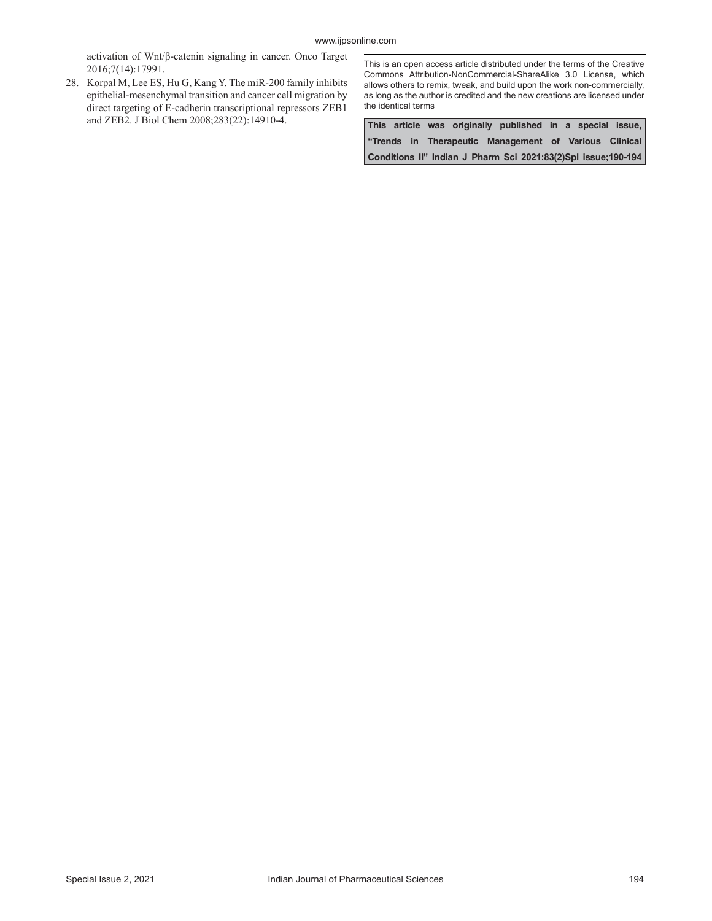activation of Wnt/β-catenin signaling in cancer. Onco Target 2016;7(14):17991.

28. Korpal M, Lee ES, Hu G, Kang Y. The miR-200 family inhibits epithelial-mesenchymal transition and cancer cell migration by direct targeting of E-cadherin transcriptional repressors ZEB1 and ZEB2. J Biol Chem 2008;283(22):14910-4.

This is an open access article distributed under the terms of the Creative Commons Attribution-NonCommercial-ShareAlike 3.0 License, which allows others to remix, tweak, and build upon the work non-commercially, as long as the author is credited and the new creations are licensed under the identical terms

**This article was originally published in a special issue, "Trends in Therapeutic Management of Various Clinical Conditions II" Indian J Pharm Sci 2021:83(2)Spl issue;190-194**